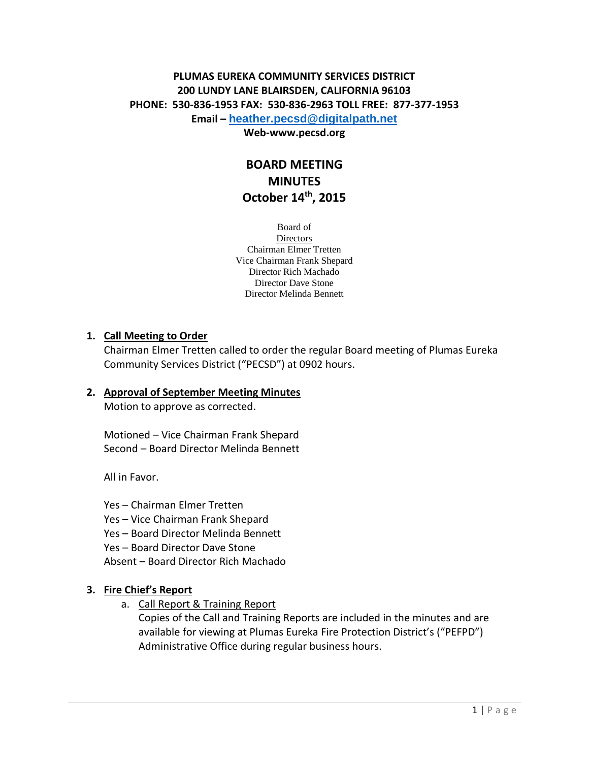**PLUMAS EUREKA COMMUNITY SERVICES DISTRICT**
**200 LUNDY LANE BLAIRSDEN, CALIFORNIA 96103**
**PHONE: 530-836-1953 FAX: 530-836-2963 TOLL FREE: 877-377-1953**
**Email – heather.pecsd@digitalpath.net**
**Web-www.pecsd.org**

# BOARD MEETING MINUTES
# October 14th, 2015

Board of Directors
Chairman Elmer Tretten
Vice Chairman Frank Shepard
Director Rich Machado
Director Dave Stone
Director Melinda Bennett

1. **Call Meeting to Order**
   Chairman Elmer Tretten called to order the regular Board meeting of Plumas Eureka Community Services District ("PECSD") at 0902 hours.

2. **Approval of September Meeting Minutes**
   Motion to approve as corrected.

   Motioned – Vice Chairman Frank Shepard
   Second – Board Director Melinda Bennett

   All in Favor.

   Yes – Chairman Elmer Tretten
   Yes – Vice Chairman Frank Shepard
   Yes – Board Director Melinda Bennett
   Yes – Board Director Dave Stone
   Absent – Board Director Rich Machado

3. **Fire Chief's Report**
   a. Call Report & Training Report
      Copies of the Call and Training Reports are included in the minutes and are available for viewing at Plumas Eureka Fire Protection District's ("PEFPD") Administrative Office during regular business hours.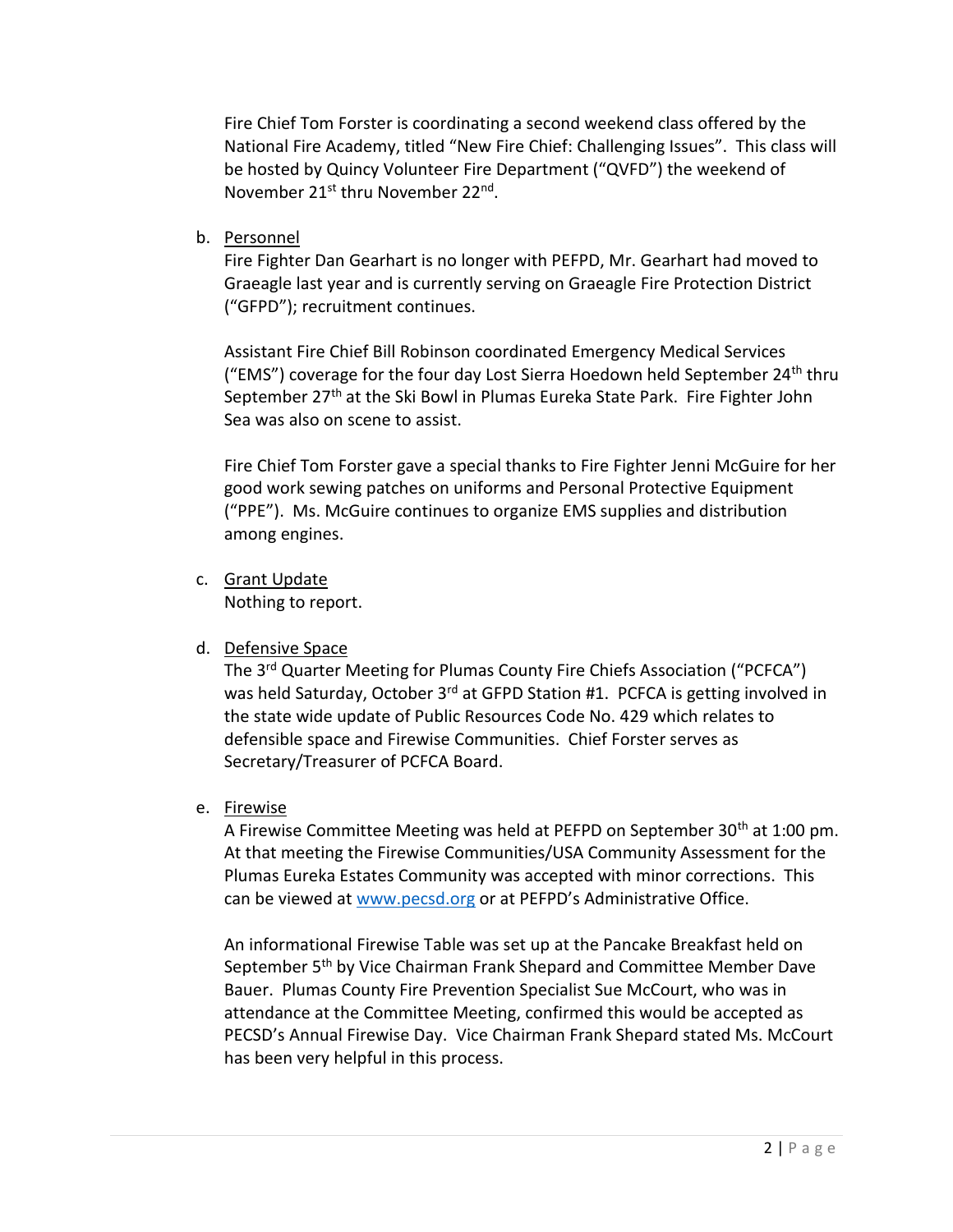Fire Chief Tom Forster is coordinating a second weekend class offered by the National Fire Academy, titled “New Fire Chief: Challenging Issues”. This class will be hosted by Quincy Volunteer Fire Department (“QVFD”) the weekend of November 21st thru November 22nd.

b. Personnel

Fire Fighter Dan Gearhart is no longer with PEFPD, Mr. Gearhart had moved to Graeagle last year and is currently serving on Graeagle Fire Protection District (“GFPD”); recruitment continues.

Assistant Fire Chief Bill Robinson coordinated Emergency Medical Services (“EMS”) coverage for the four day Lost Sierra Hoedown held September 24th thru September 27th at the Ski Bowl in Plumas Eureka State Park. Fire Fighter John Sea was also on scene to assist.

Fire Chief Tom Forster gave a special thanks to Fire Fighter Jenni McGuire for her good work sewing patches on uniforms and Personal Protective Equipment (“PPE”). Ms. McGuire continues to organize EMS supplies and distribution among engines.

c. Grant Update

Nothing to report.

d. Defensive Space

The 3rd Quarter Meeting for Plumas County Fire Chiefs Association (“PCFCA”) was held Saturday, October 3rd at GFPD Station #1. PCFCA is getting involved in the state wide update of Public Resources Code No. 429 which relates to defensible space and Firewise Communities. Chief Forster serves as Secretary/Treasurer of PCFCA Board.

e. Firewise

A Firewise Committee Meeting was held at PEFPD on September 30th at 1:00 pm. At that meeting the Firewise Communities/USA Community Assessment for the Plumas Eureka Estates Community was accepted with minor corrections. This can be viewed at www.pecsd.org or at PEFPD’s Administrative Office.

An informational Firewise Table was set up at the Pancake Breakfast held on September 5th by Vice Chairman Frank Shepard and Committee Member Dave Bauer. Plumas County Fire Prevention Specialist Sue McCourt, who was in attendance at the Committee Meeting, confirmed this would be accepted as PECSD’s Annual Firewise Day. Vice Chairman Frank Shepard stated Ms. McCourt has been very helpful in this process.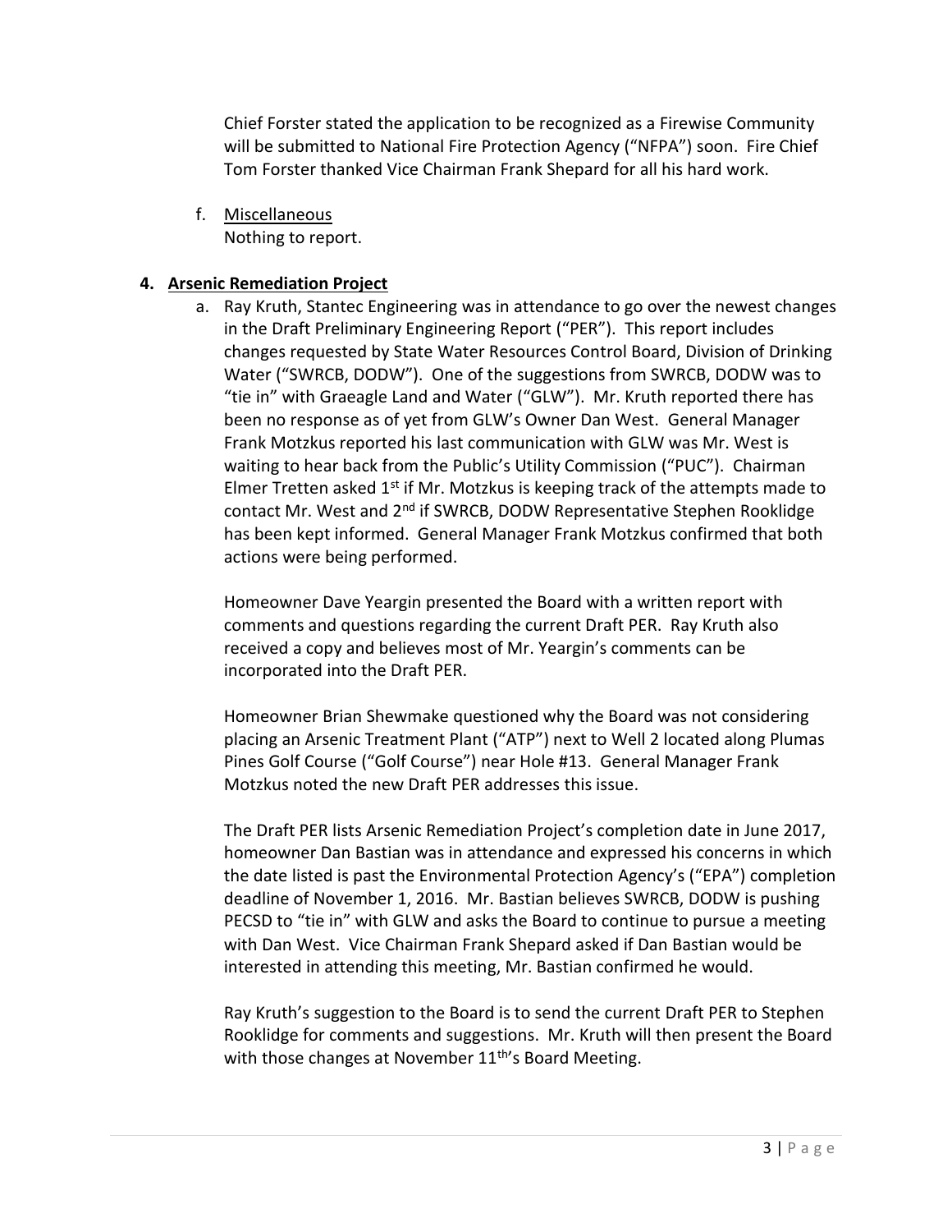Chief Forster stated the application to be recognized as a Firewise Community will be submitted to National Fire Protection Agency ("NFPA") soon. Fire Chief Tom Forster thanked Vice Chairman Frank Shepard for all his hard work.

f. Miscellaneous
   Nothing to report.

**4. Arsenic Remediation Project**

a. Ray Kruth, Stantec Engineering was in attendance to go over the newest changes in the Draft Preliminary Engineering Report ("PER"). This report includes changes requested by State Water Resources Control Board, Division of Drinking Water ("SWRCB, DODW"). One of the suggestions from SWRCB, DODW was to "tie in" with Graeagle Land and Water ("GLW"). Mr. Kruth reported there has been no response as of yet from GLW's Owner Dan West. General Manager Frank Motzkus reported his last communication with GLW was Mr. West is waiting to hear back from the Public's Utility Commission ("PUC"). Chairman Elmer Tretten asked 1st if Mr. Motzkus is keeping track of the attempts made to contact Mr. West and 2nd if SWRCB, DODW Representative Stephen Rooklidge has been kept informed. General Manager Frank Motzkus confirmed that both actions were being performed.

   Homeowner Dave Yeargin presented the Board with a written report with comments and questions regarding the current Draft PER. Ray Kruth also received a copy and believes most of Mr. Yeargin's comments can be incorporated into the Draft PER.

   Homeowner Brian Shewmake questioned why the Board was not considering placing an Arsenic Treatment Plant ("ATP") next to Well 2 located along Plumas Pines Golf Course ("Golf Course") near Hole #13. General Manager Frank Motzkus noted the new Draft PER addresses this issue.

   The Draft PER lists Arsenic Remediation Project's completion date in June 2017, homeowner Dan Bastian was in attendance and expressed his concerns in which the date listed is past the Environmental Protection Agency's ("EPA") completion deadline of November 1, 2016. Mr. Bastian believes SWRCB, DODW is pushing PECSD to "tie in" with GLW and asks the Board to continue to pursue a meeting with Dan West. Vice Chairman Frank Shepard asked if Dan Bastian would be interested in attending this meeting, Mr. Bastian confirmed he would.

   Ray Kruth's suggestion to the Board is to send the current Draft PER to Stephen Rooklidge for comments and suggestions. Mr. Kruth will then present the Board with those changes at November 11th's Board Meeting.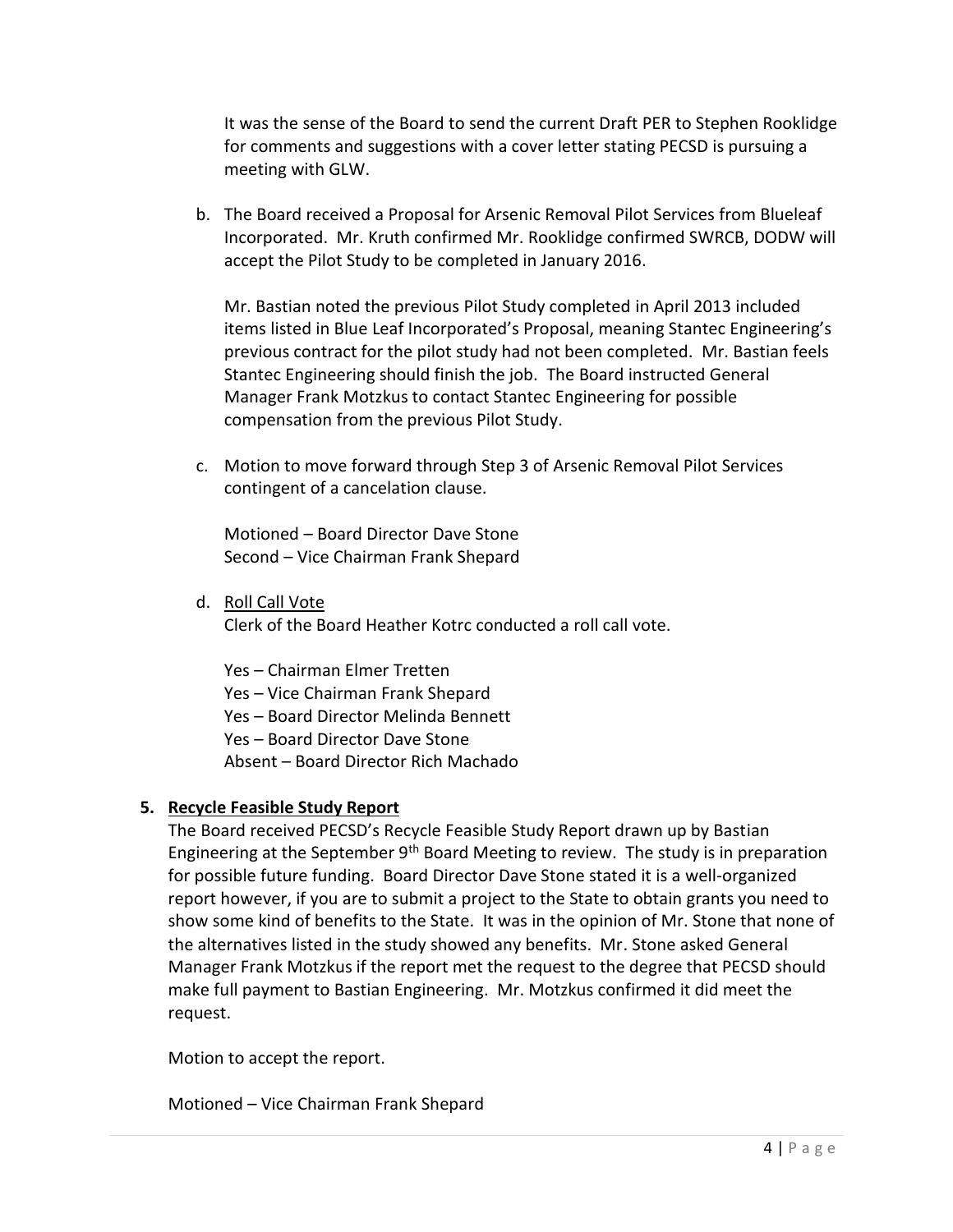It was the sense of the Board to send the current Draft PER to Stephen Rooklidge for comments and suggestions with a cover letter stating PECSD is pursuing a meeting with GLW.

b. The Board received a Proposal for Arsenic Removal Pilot Services from Blueleaf Incorporated. Mr. Kruth confirmed Mr. Rooklidge confirmed SWRCB, DODW will accept the Pilot Study to be completed in January 2016.

   Mr. Bastian noted the previous Pilot Study completed in April 2013 included items listed in Blue Leaf Incorporated's Proposal, meaning Stantec Engineering's previous contract for the pilot study had not been completed. Mr. Bastian feels Stantec Engineering should finish the job. The Board instructed General Manager Frank Motzkus to contact Stantec Engineering for possible compensation from the previous Pilot Study.

c. Motion to move forward through Step 3 of Arsenic Removal Pilot Services contingent of a cancelation clause.

   Motioned – Board Director Dave Stone
   Second – Vice Chairman Frank Shepard

d. Roll Call Vote
   Clerk of the Board Heather Kotrc conducted a roll call vote.

   Yes – Chairman Elmer Tretten
   Yes – Vice Chairman Frank Shepard
   Yes – Board Director Melinda Bennett
   Yes – Board Director Dave Stone
   Absent – Board Director Rich Machado

**5. Recycle Feasible Study Report**

The Board received PECSD's Recycle Feasible Study Report drawn up by Bastian Engineering at the September 9th Board Meeting to review. The study is in preparation for possible future funding. Board Director Dave Stone stated it is a well-organized report however, if you are to submit a project to the State to obtain grants you need to show some kind of benefits to the State. It was in the opinion of Mr. Stone that none of the alternatives listed in the study showed any benefits. Mr. Stone asked General Manager Frank Motzkus if the report met the request to the degree that PECSD should make full payment to Bastian Engineering. Mr. Motzkus confirmed it did meet the request.

Motion to accept the report.

Motioned – Vice Chairman Frank Shepard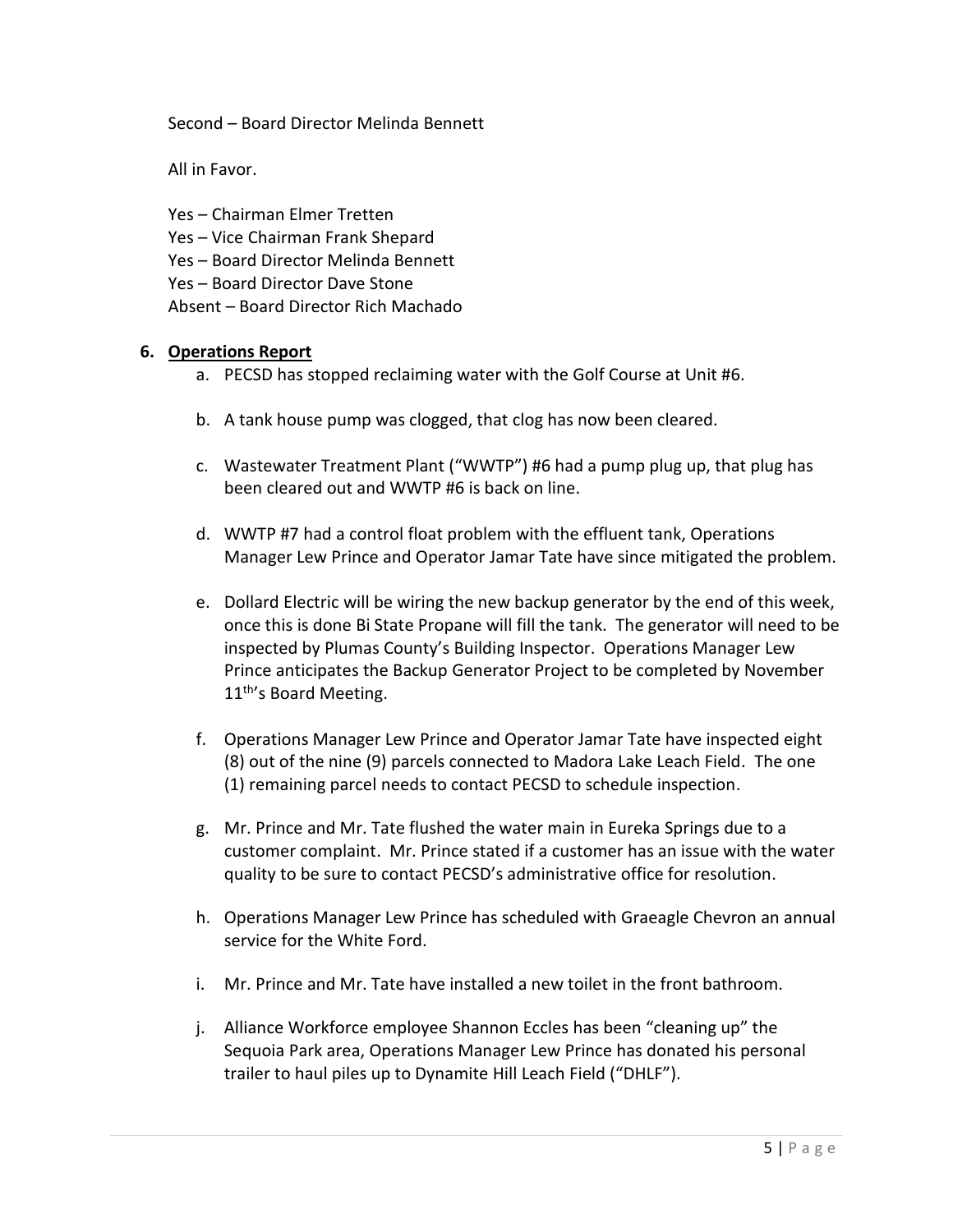Second – Board Director Melinda Bennett

All in Favor.

Yes – Chairman Elmer Tretten
Yes – Vice Chairman Frank Shepard
Yes – Board Director Melinda Bennett
Yes – Board Director Dave Stone
Absent – Board Director Rich Machado

6. **Operations Report**

   a. PECSD has stopped reclaiming water with the Golf Course at Unit #6.

   b. A tank house pump was clogged, that clog has now been cleared.

   c. Wastewater Treatment Plant ("WWTP") #6 had a pump plug up, that plug has been cleared out and WWTP #6 is back on line.

   d. WWTP #7 had a control float problem with the effluent tank, Operations Manager Lew Prince and Operator Jamar Tate have since mitigated the problem.

   e. Dollard Electric will be wiring the new backup generator by the end of this week, once this is done Bi State Propane will fill the tank. The generator will need to be inspected by Plumas County's Building Inspector. Operations Manager Lew Prince anticipates the Backup Generator Project to be completed by November 11th's Board Meeting.

   f. Operations Manager Lew Prince and Operator Jamar Tate have inspected eight (8) out of the nine (9) parcels connected to Madora Lake Leach Field. The one (1) remaining parcel needs to contact PECSD to schedule inspection.

   g. Mr. Prince and Mr. Tate flushed the water main in Eureka Springs due to a customer complaint. Mr. Prince stated if a customer has an issue with the water quality to be sure to contact PECSD's administrative office for resolution.

   h. Operations Manager Lew Prince has scheduled with Graeagle Chevron an annual service for the White Ford.

   i. Mr. Prince and Mr. Tate have installed a new toilet in the front bathroom.

   j. Alliance Workforce employee Shannon Eccles has been "cleaning up" the Sequoia Park area, Operations Manager Lew Prince has donated his personal trailer to haul piles up to Dynamite Hill Leach Field ("DHLF").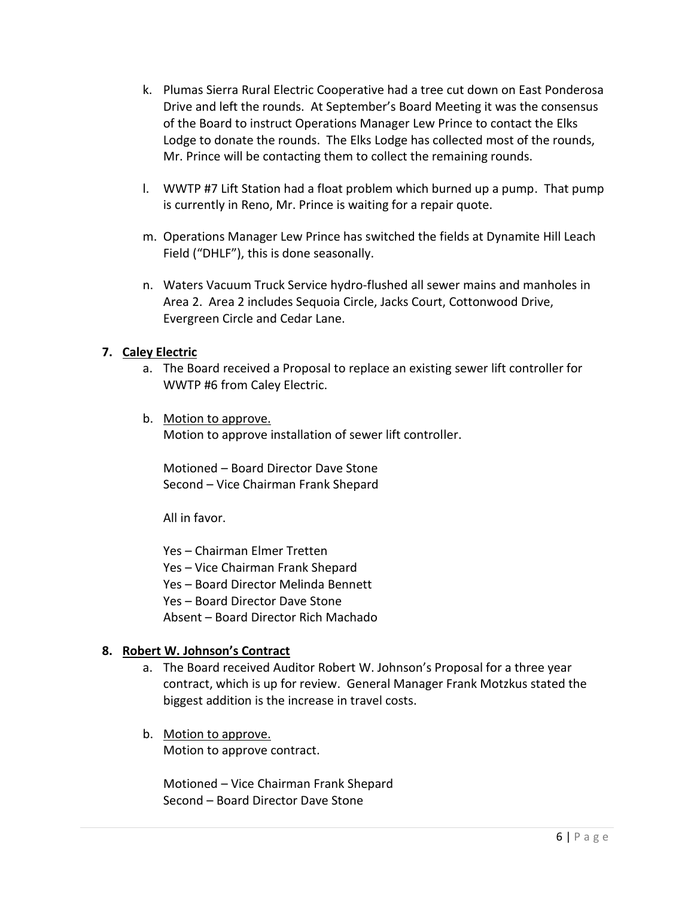k. Plumas Sierra Rural Electric Cooperative had a tree cut down on East Ponderosa Drive and left the rounds. At September's Board Meeting it was the consensus of the Board to instruct Operations Manager Lew Prince to contact the Elks Lodge to donate the rounds. The Elks Lodge has collected most of the rounds, Mr. Prince will be contacting them to collect the remaining rounds.

l. WWTP #7 Lift Station had a float problem which burned up a pump. That pump is currently in Reno, Mr. Prince is waiting for a repair quote.

m. Operations Manager Lew Prince has switched the fields at Dynamite Hill Leach Field ("DHLF"), this is done seasonally.

n. Waters Vacuum Truck Service hydro-flushed all sewer mains and manholes in Area 2. Area 2 includes Sequoia Circle, Jacks Court, Cottonwood Drive, Evergreen Circle and Cedar Lane.

**7. <u>Caley Electric</u>**

a. The Board received a Proposal to replace an existing sewer lift controller for WWTP #6 from Caley Electric.

b. <u>Motion to approve.</u>
Motion to approve installation of sewer lift controller.

Motioned – Board Director Dave Stone
Second – Vice Chairman Frank Shepard

All in favor.

Yes – Chairman Elmer Tretten
Yes – Vice Chairman Frank Shepard
Yes – Board Director Melinda Bennett
Yes – Board Director Dave Stone
Absent – Board Director Rich Machado

**8. <u>Robert W. Johnson's Contract</u>**

a. The Board received Auditor Robert W. Johnson's Proposal for a three year contract, which is up for review. General Manager Frank Motzkus stated the biggest addition is the increase in travel costs.

b. <u>Motion to approve.</u>
Motion to approve contract.

Motioned – Vice Chairman Frank Shepard
Second – Board Director Dave Stone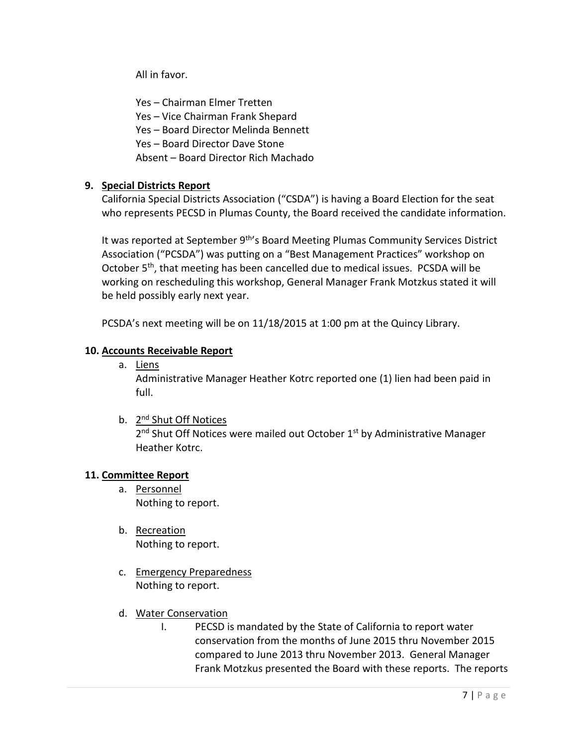All in favor.

Yes – Chairman Elmer Tretten
Yes – Vice Chairman Frank Shepard
Yes – Board Director Melinda Bennett
Yes – Board Director Dave Stone
Absent – Board Director Rich Machado

**9. Special Districts Report**

California Special Districts Association ("CSDA") is having a Board Election for the seat who represents PECSD in Plumas County, the Board received the candidate information.

It was reported at September 9th's Board Meeting Plumas Community Services District Association ("PCSDA") was putting on a "Best Management Practices" workshop on October 5th, that meeting has been cancelled due to medical issues. PCSDA will be working on rescheduling this workshop, General Manager Frank Motzkus stated it will be held possibly early next year.

PCSDA's next meeting will be on 11/18/2015 at 1:00 pm at the Quincy Library.

**10. Accounts Receivable Report**

a. Liens
   Administrative Manager Heather Kotrc reported one (1) lien had been paid in full.

b. 2nd Shut Off Notices
   2nd Shut Off Notices were mailed out October 1st by Administrative Manager Heather Kotrc.

**11. Committee Report**

a. Personnel
   Nothing to report.

b. Recreation
   Nothing to report.

c. Emergency Preparedness
   Nothing to report.

d. Water Conservation
   I. PECSD is mandated by the State of California to report water conservation from the months of June 2015 thru November 2015 compared to June 2013 thru November 2013. General Manager Frank Motzkus presented the Board with these reports. The reports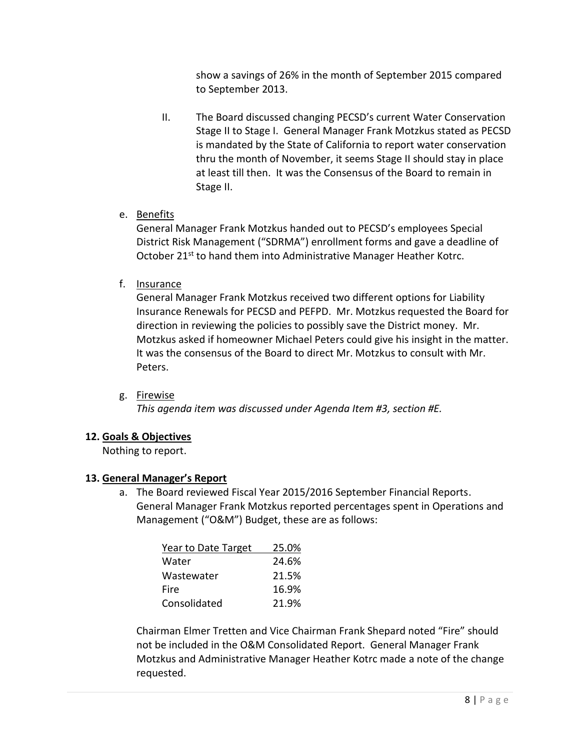show a savings of 26% in the month of September 2015 compared to September 2013.

II. The Board discussed changing PECSD's current Water Conservation Stage II to Stage I. General Manager Frank Motzkus stated as PECSD is mandated by the State of California to report water conservation thru the month of November, it seems Stage II should stay in place at least till then. It was the Consensus of the Board to remain in Stage II.

e. <u>Benefits</u>
General Manager Frank Motzkus handed out to PECSD's employees Special District Risk Management ("SDRMA") enrollment forms and gave a deadline of October 21st to hand them into Administrative Manager Heather Kotrc.

f. <u>Insurance</u>
General Manager Frank Motzkus received two different options for Liability Insurance Renewals for PECSD and PEFPD. Mr. Motzkus requested the Board for direction in reviewing the policies to possibly save the District money. Mr. Motzkus asked if homeowner Michael Peters could give his insight in the matter. It was the consensus of the Board to direct Mr. Motzkus to consult with Mr. Peters.

g. <u>Firewise</u>
*This agenda item was discussed under Agenda Item #3, section #E.*

**12. <u>Goals & Objectives</u>**
Nothing to report.

**13. <u>General Manager's Report</u>**

a. The Board reviewed Fiscal Year 2015/2016 September Financial Reports. General Manager Frank Motzkus reported percentages spent in Operations and Management ("O&M") Budget, these are as follows:

| Year to Date Target | 25.0% |
|---|---|
| Water | 24.6% |
| Wastewater | 21.5% |
| Fire | 16.9% |
| Consolidated | 21.9% |

Chairman Elmer Tretten and Vice Chairman Frank Shepard noted "Fire" should not be included in the O&M Consolidated Report. General Manager Frank Motzkus and Administrative Manager Heather Kotrc made a note of the change requested.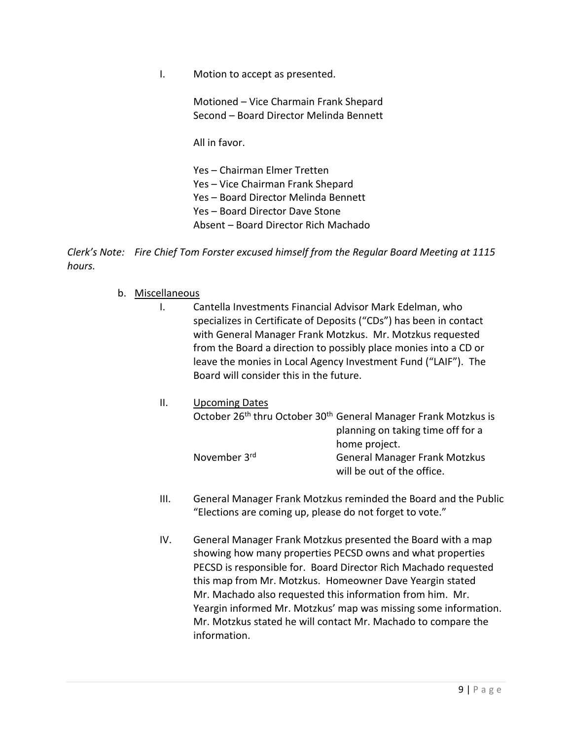I. Motion to accept as presented.

Motioned – Vice Charmain Frank Shepard
Second – Board Director Melinda Bennett

All in favor.

Yes – Chairman Elmer Tretten
Yes – Vice Chairman Frank Shepard
Yes – Board Director Melinda Bennett
Yes – Board Director Dave Stone
Absent – Board Director Rich Machado

*Clerk's Note: Fire Chief Tom Forster excused himself from the Regular Board Meeting at 1115 hours.*

b. Miscellaneous

I. Cantella Investments Financial Advisor Mark Edelman, who specializes in Certificate of Deposits ("CDs") has been in contact with General Manager Frank Motzkus. Mr. Motzkus requested from the Board a direction to possibly place monies into a CD or leave the monies in Local Agency Investment Fund ("LAIF"). The Board will consider this in the future.

II. Upcoming Dates

| | |
|---|---|
| October 26th thru October 30th | General Manager Frank Motzkus is planning on taking time off for a home project. |
| November 3rd | General Manager Frank Motzkus will be out of the office. |

III. General Manager Frank Motzkus reminded the Board and the Public "Elections are coming up, please do not forget to vote."

IV. General Manager Frank Motzkus presented the Board with a map showing how many properties PECSD owns and what properties PECSD is responsible for. Board Director Rich Machado requested this map from Mr. Motzkus. Homeowner Dave Yeargin stated Mr. Machado also requested this information from him. Mr. Yeargin informed Mr. Motzkus' map was missing some information. Mr. Motzkus stated he will contact Mr. Machado to compare the information.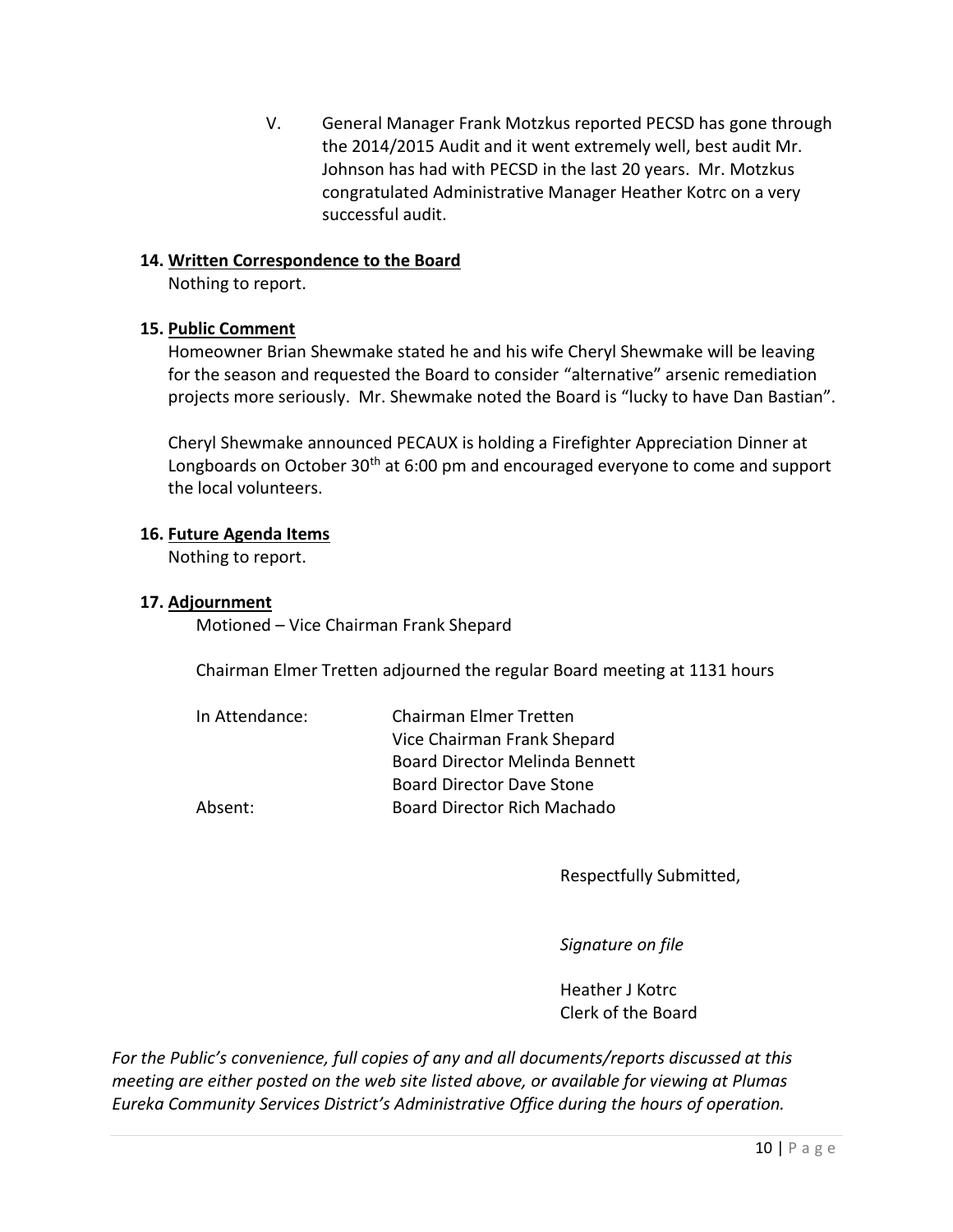V. General Manager Frank Motzkus reported PECSD has gone through the 2014/2015 Audit and it went extremely well, best audit Mr. Johnson has had with PECSD in the last 20 years. Mr. Motzkus congratulated Administrative Manager Heather Kotrc on a very successful audit.

**14. Written Correspondence to the Board**

Nothing to report.

**15. Public Comment**

Homeowner Brian Shewmake stated he and his wife Cheryl Shewmake will be leaving for the season and requested the Board to consider "alternative" arsenic remediation projects more seriously. Mr. Shewmake noted the Board is "lucky to have Dan Bastian".

Cheryl Shewmake announced PECAUX is holding a Firefighter Appreciation Dinner at Longboards on October 30th at 6:00 pm and encouraged everyone to come and support the local volunteers.

**16. Future Agenda Items**

Nothing to report.

**17. Adjournment**

Motioned – Vice Chairman Frank Shepard

Chairman Elmer Tretten adjourned the regular Board meeting at 1131 hours

| | |
|---|---|
| In Attendance: | Chairman Elmer Tretten |
| | Vice Chairman Frank Shepard |
| | Board Director Melinda Bennett |
| | Board Director Dave Stone |
| Absent: | Board Director Rich Machado |

Respectfully Submitted,

*Signature on file*

Heather J Kotrc
Clerk of the Board

*For the Public's convenience, full copies of any and all documents/reports discussed at this meeting are either posted on the web site listed above, or available for viewing at Plumas Eureka Community Services District's Administrative Office during the hours of operation.*